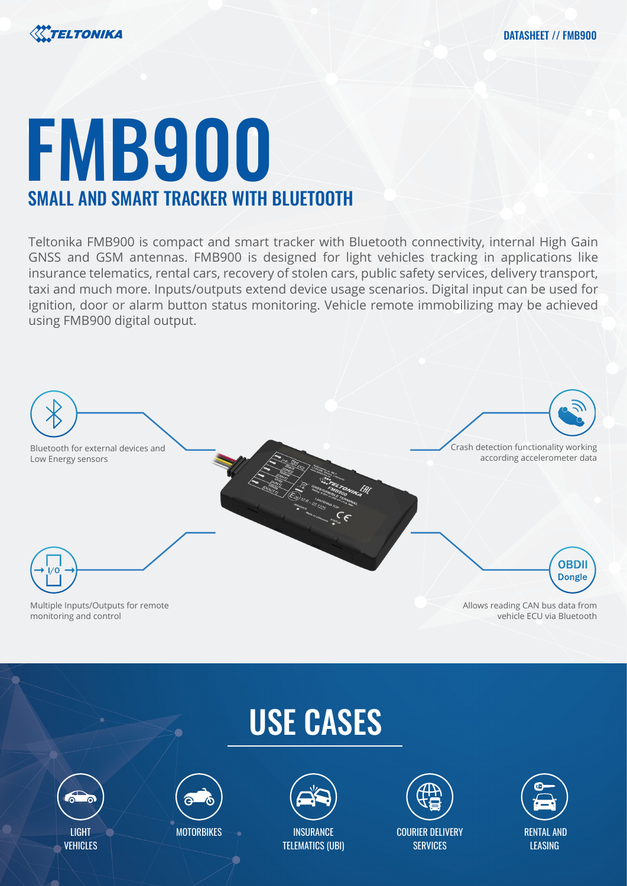TELTONIKA

DATASHEET // FMB900

# FMB900

## SMALL AND SMART TRACKER WITH BLUETOOTH

Teltonika FMB900 is compact and smart tracker with Bluetooth connectivity, internal High Gain GNSS and GSM antennas. FMB900 is designed for light vehicles tracking in applications like insurance telematics, rental cars, recovery of stolen cars, public safety services, delivery transport, taxi and much more. Inputs/outputs extend device usage scenarios. Digital input can be used for ignition, door or alarm button status monitoring. Vehicle remote immobilizing may be achieved using FMB900 digital output.

Bluetooth for external devices and Low Energy sensors

Crash detection functionality working according accelerometer data

Multiple Inputs/Outputs for remote monitoring and control

Allows reading CAN bus data from vehicle ECU via Bluetooth

## USE CASES

- LIGHT VEHICLES
- MOTORBIKES
- INSURANCE TELEMATICS (UBI)
- COURIER DELIVERY SERVICES
- RENTAL AND LEASING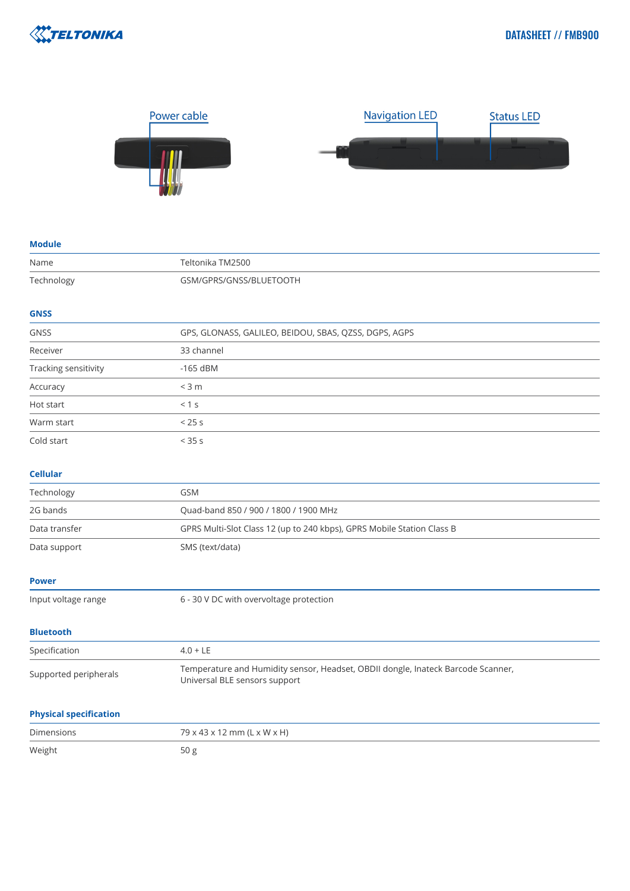Power cable

Navigation LED

Status LED

## Module

| | |
|---|---|
| Name | Teltonika TM2500 |
| Technology | GSM/GPRS/GNSS/BLUETOOTH |

## GNSS

| | |
|---|---|
| GNSS | GPS, GLONASS, GALILEO, BEIDOU, SBAS, QZSS, DGPS, AGPS |
| Receiver | 33 channel |
| Tracking sensitivity | -165 dBM |
| Accuracy | < 3 m |
| Hot start | < 1 s |
| Warm start | < 25 s |
| Cold start | < 35 s |

## Cellular

| | |
|---|---|
| Technology | GSM |
| 2G bands | Quad-band 850 / 900 / 1800 / 1900 MHz |
| Data transfer | GPRS Multi-Slot Class 12 (up to 240 kbps), GPRS Mobile Station Class B |
| Data support | SMS (text/data) |

## Power

| | |
|---|---|
| Input voltage range | 6 - 30 V DC with overvoltage protection |

## Bluetooth

| | |
|---|---|
| Specification | 4.0 + LE |
| Supported peripherals | Temperature and Humidity sensor, Headset, OBDII dongle, Inateck Barcode Scanner, Universal BLE sensors support |

## Physical specification

| | |
|---|---|
| Dimensions | 79 x 43 x 12 mm (L x W x H) |
| Weight | 50 g |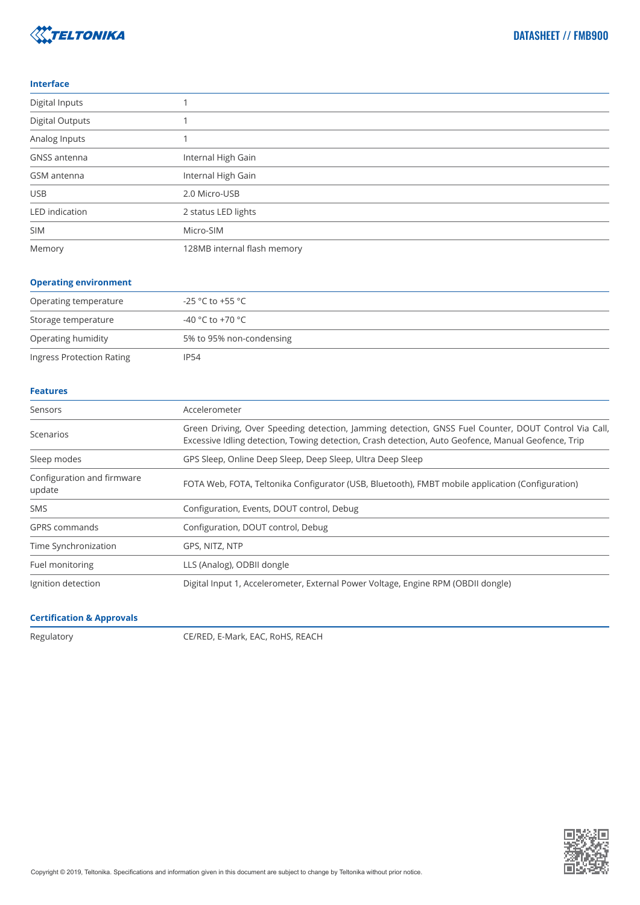## Interface

| | |
|---|---|
| Digital Inputs | 1 |
| Digital Outputs | 1 |
| Analog Inputs | 1 |
| GNSS antenna | Internal High Gain |
| GSM antenna | Internal High Gain |
| USB | 2.0 Micro-USB |
| LED indication | 2 status LED lights |
| SIM | Micro-SIM |
| Memory | 128MB internal flash memory |

## Operating environment

| | |
|---|---|
| Operating temperature | -25 °C to +55 °C |
| Storage temperature | -40 °C to +70 °C |
| Operating humidity | 5% to 95% non-condensing |
| Ingress Protection Rating | IP54 |

## Features

| | |
|---|---|
| Sensors | Accelerometer |
| Scenarios | Green Driving, Over Speeding detection, Jamming detection, GNSS Fuel Counter, DOUT Control Via Call, Excessive Idling detection, Towing detection, Crash detection, Auto Geofence, Manual Geofence, Trip |
| Sleep modes | GPS Sleep, Online Deep Sleep, Deep Sleep, Ultra Deep Sleep |
| Configuration and firmware update | FOTA Web, FOTA, Teltonika Configurator (USB, Bluetooth), FMBT mobile application (Configuration) |
| SMS | Configuration, Events, DOUT control, Debug |
| GPRS commands | Configuration, DOUT control, Debug |
| Time Synchronization | GPS, NITZ, NTP |
| Fuel monitoring | LLS (Analog), ODBII dongle |
| Ignition detection | Digital Input 1, Accelerometer, External Power Voltage, Engine RPM (OBDII dongle) |

## Certification & Approvals

| | |
|---|---|
| Regulatory | CE/RED, E-Mark, EAC, RoHS, REACH |

Copyright © 2019, Teltonika. Specifications and information given in this document are subject to change by Teltonika without prior notice.